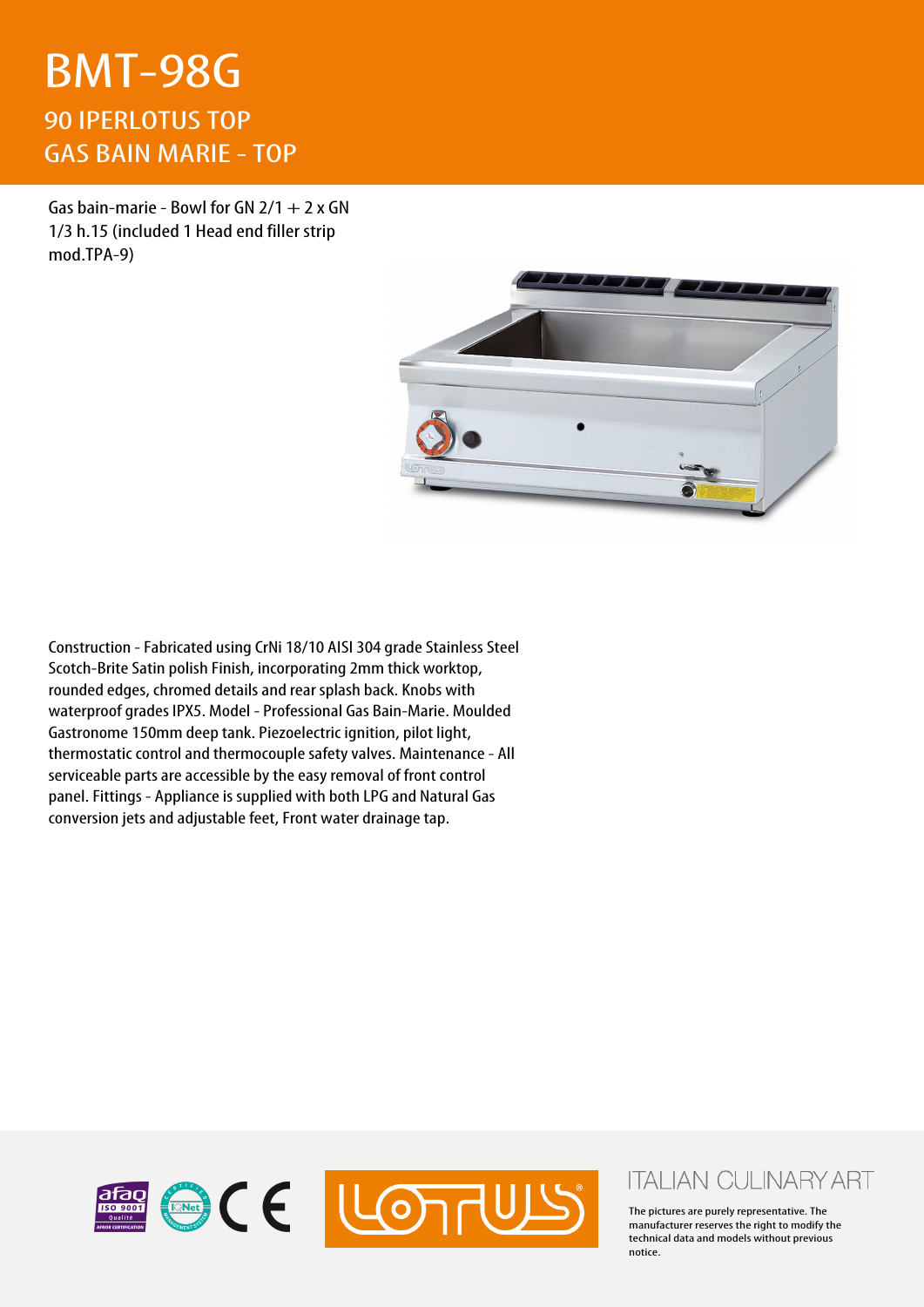# BMT-98G

## 90 IPERLOTUS TOP
## GAS BAIN MARIE - TOP

Gas bain-marie - Bowl for GN 2/1 + 2 x GN 1/3 h.15 (included 1 Head end filler strip mod.TPA-9)

Construction - Fabricated using CrNi 18/10 AISI 304 grade Stainless Steel Scotch-Brite Satin polish Finish, incorporating 2mm thick worktop, rounded edges, chromed details and rear splash back. Knobs with waterproof grades IPX5. Model - Professional Gas Bain-Marie. Moulded Gastronome 150mm deep tank. Piezoelectric ignition, pilot light, thermostatic control and thermocouple safety valves. Maintenance - All serviceable parts are accessible by the easy removal of front control panel. Fittings - Appliance is supplied with both LPG and Natural Gas conversion jets and adjustable feet, Front water drainage tap.

ITALIAN CULINARY ART

The pictures are purely representative. The manufacturer reserves the right to modify the technical data and models without previous notice.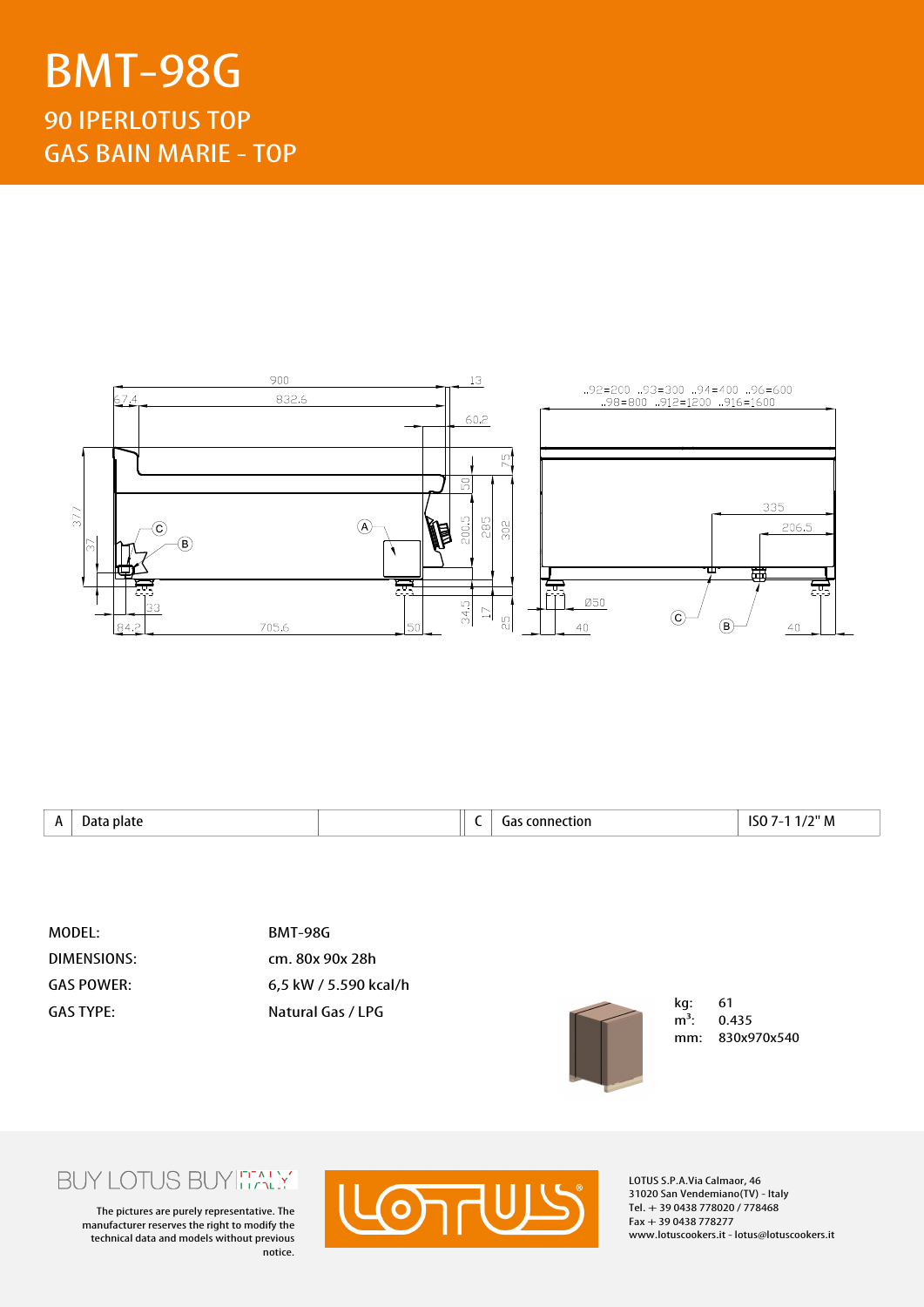# BMT-98G

## 90 IPERLOTUS TOP
## GAS BAIN MARIE - TOP

900
13
67,4
832,6
60,2
75
50
377
200,5
285
302
37
C
A
B
33
34,5
17
25
84,2
705,6
50

..92=200 ..93=300 ..94=400 ..96=600
..98=800 ..912=1200 ..916=1600

335
206,5
Ø50
40
C
B
40

| | | | | | |
|---|---|---|---|---|---|
| A | Data plate | | C | Gas connection | ISO 7-1 1/2" M |

| | |
|---|---|
| MODEL: | BMT-98G |
| DIMENSIONS: | cm. 80x 90x 28h |
| GAS POWER: | 6,5 kW / 5.590 kcal/h |
| GAS TYPE: | Natural Gas / LPG |

| | |
|---|---|
| kg: | 61 |
| $m^3$: | 0.435 |
| mm: | 830x970x540 |

BUY LOTUS BUY ITALY

The pictures are purely representative. The manufacturer reserves the right to modify the technical data and models without previous notice.

LOTUS S.P.A.Via Calmaor, 46
31020 San Vendemiano(TV) - Italy
Tel. + 39 0438 778020 / 778468
Fax + 39 0438 778277
www.lotuscookers.it - lotus@lotuscookers.it